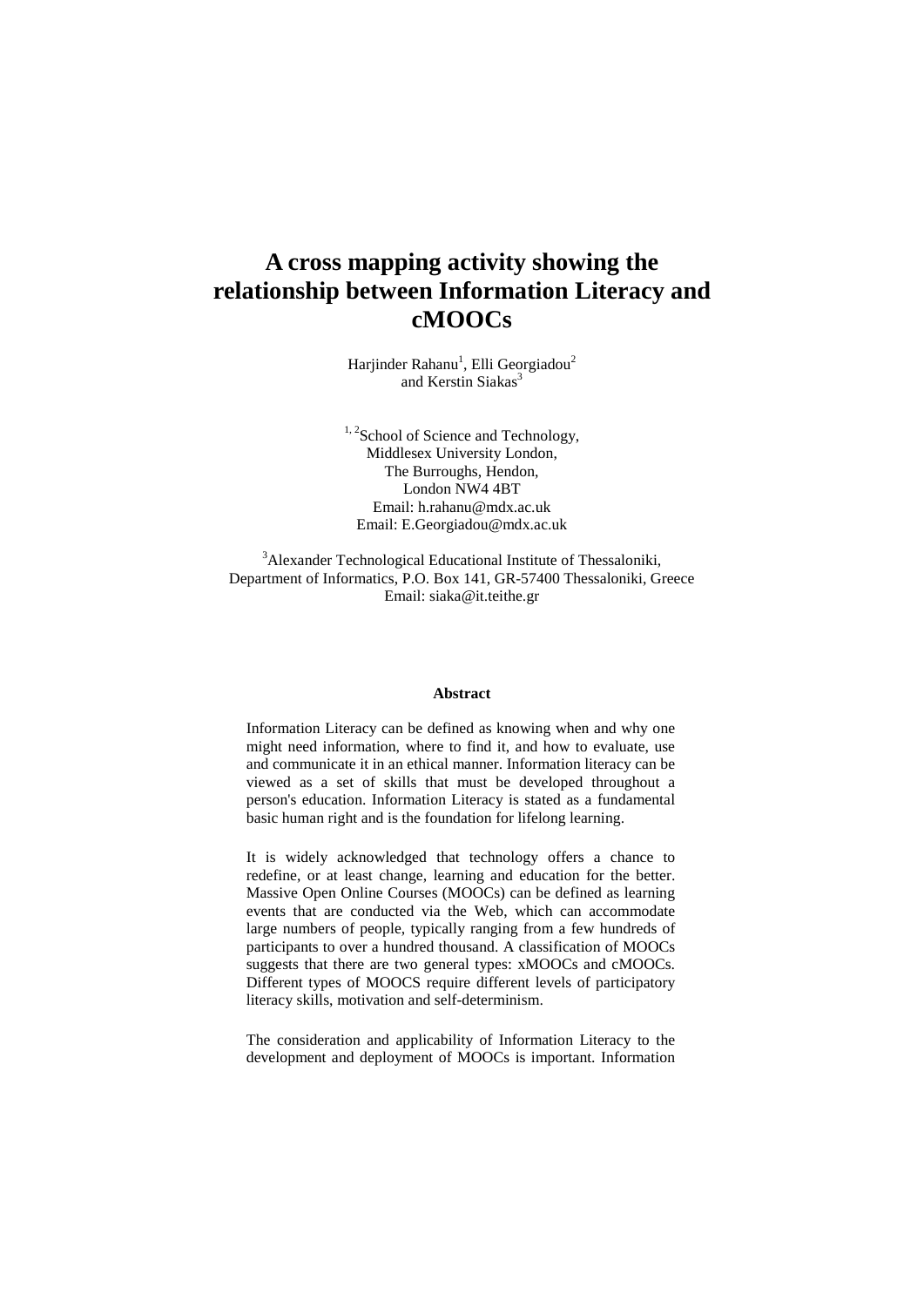# A cross mapping activity showing the relationship between Information Literacy and cMOOCs

Harjinder Rahanu[1], Elli Georgiadou[2] and Kerstin Siakas[3]

[1, 2]School of Science and Technology,
Middlesex University London,
The Burroughs, Hendon,
London NW4 4BT
Email: h.rahanu@mdx.ac.uk
Email: E.Georgiadou@mdx.ac.uk

[3]Alexander Technological Educational Institute of Thessaloniki,
Department of Informatics, P.O. Box 141, GR-57400 Thessaloniki, Greece
Email: siaka@it.teithe.gr

#### Abstract

Information Literacy can be defined as knowing when and why one might need information, where to find it, and how to evaluate, use and communicate it in an ethical manner. Information literacy can be viewed as a set of skills that must be developed throughout a person's education. Information Literacy is stated as a fundamental basic human right and is the foundation for lifelong learning.

It is widely acknowledged that technology offers a chance to redefine, or at least change, learning and education for the better. Massive Open Online Courses (MOOCs) can be defined as learning events that are conducted via the Web, which can accommodate large numbers of people, typically ranging from a few hundreds of participants to over a hundred thousand. A classification of MOOCs suggests that there are two general types: xMOOCs and cMOOCs. Different types of MOOCS require different levels of participatory literacy skills, motivation and self-determinism.

The consideration and applicability of Information Literacy to the development and deployment of MOOCs is important. Information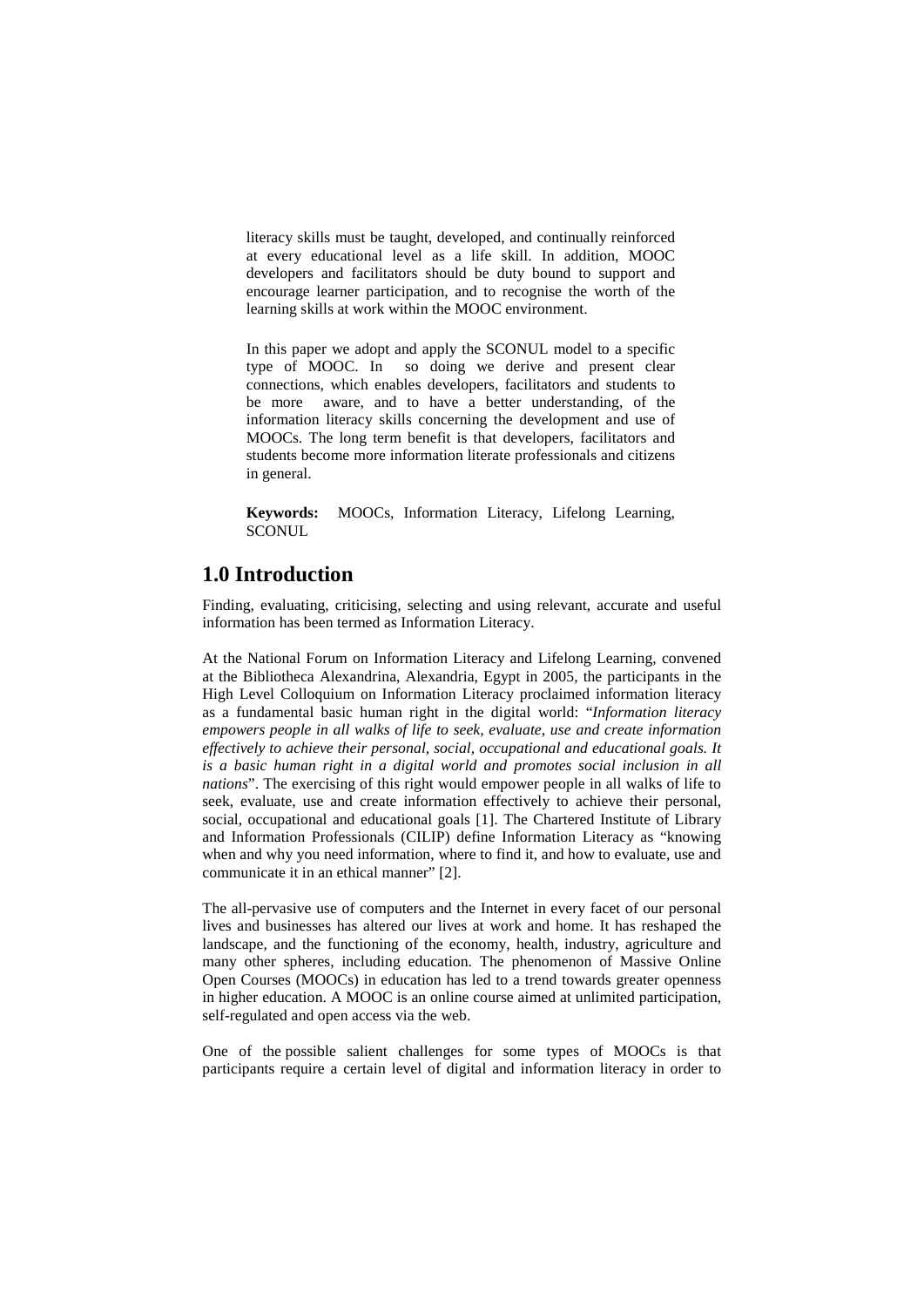literacy skills must be taught, developed, and continually reinforced at every educational level as a life skill. In addition, MOOC developers and facilitators should be duty bound to support and encourage learner participation, and to recognise the worth of the learning skills at work within the MOOC environment.

In this paper we adopt and apply the SCONUL model to a specific type of MOOC. In so doing we derive and present clear connections, which enables developers, facilitators and students to be more aware, and to have a better understanding, of the information literacy skills concerning the development and use of MOOCs. The long term benefit is that developers, facilitators and students become more information literate professionals and citizens in general.

**Keywords:** MOOCs, Information Literacy, Lifelong Learning, SCONUL

## 1.0 Introduction

Finding, evaluating, criticising, selecting and using relevant, accurate and useful information has been termed as Information Literacy.

At the National Forum on Information Literacy and Lifelong Learning, convened at the Bibliotheca Alexandrina, Alexandria, Egypt in 2005, the participants in the High Level Colloquium on Information Literacy proclaimed information literacy as a fundamental basic human right in the digital world: "*Information literacy empowers people in all walks of life to seek, evaluate, use and create information effectively to achieve their personal, social, occupational and educational goals. It is a basic human right in a digital world and promotes social inclusion in all nations*". The exercising of this right would empower people in all walks of life to seek, evaluate, use and create information effectively to achieve their personal, social, occupational and educational goals [1]. The Chartered Institute of Library and Information Professionals (CILIP) define Information Literacy as "knowing when and why you need information, where to find it, and how to evaluate, use and communicate it in an ethical manner" [2].

The all-pervasive use of computers and the Internet in every facet of our personal lives and businesses has altered our lives at work and home. It has reshaped the landscape, and the functioning of the economy, health, industry, agriculture and many other spheres, including education. The phenomenon of Massive Online Open Courses (MOOCs) in education has led to a trend towards greater openness in higher education. A MOOC is an online course aimed at unlimited participation, self-regulated and open access via the web.

One of the possible salient challenges for some types of MOOCs is that participants require a certain level of digital and information literacy in order to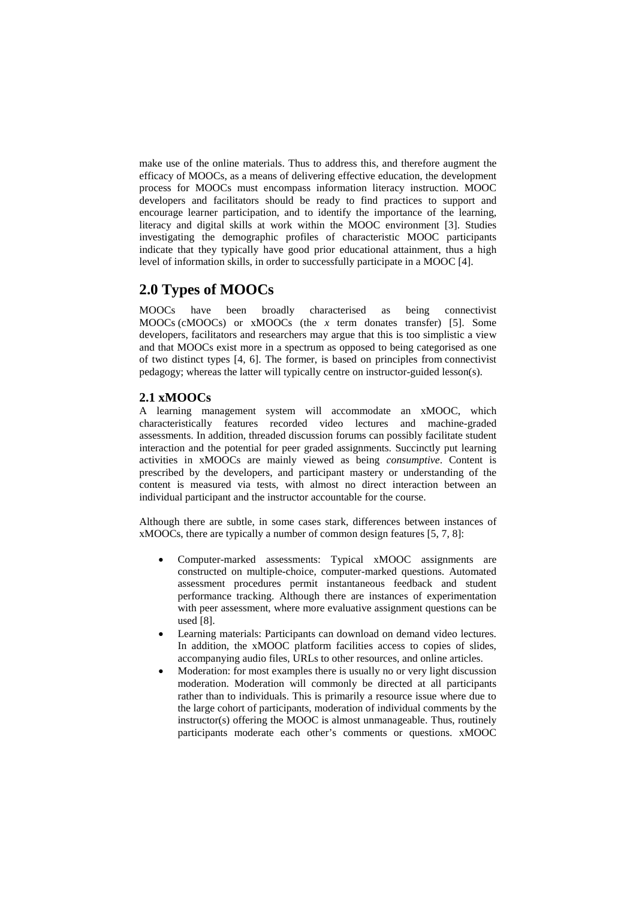make use of the online materials. Thus to address this, and therefore augment the efficacy of MOOCs, as a means of delivering effective education, the development process for MOOCs must encompass information literacy instruction. MOOC developers and facilitators should be ready to find practices to support and encourage learner participation, and to identify the importance of the learning, literacy and digital skills at work within the MOOC environment [3]. Studies investigating the demographic profiles of characteristic MOOC participants indicate that they typically have good prior educational attainment, thus a high level of information skills, in order to successfully participate in a MOOC [4].

## 2.0 Types of MOOCs

MOOCs have been broadly characterised as being connectivist MOOCs (cMOOCs) or xMOOCs (the *x* term donates transfer) [5]. Some developers, facilitators and researchers may argue that this is too simplistic a view and that MOOCs exist more in a spectrum as opposed to being categorised as one of two distinct types [4, 6]. The former, is based on principles from connectivist pedagogy; whereas the latter will typically centre on instructor-guided lesson(s).

### 2.1 xMOOCs

A learning management system will accommodate an xMOOC, which characteristically features recorded video lectures and machine-graded assessments. In addition, threaded discussion forums can possibly facilitate student interaction and the potential for peer graded assignments. Succinctly put learning activities in xMOOCs are mainly viewed as being *consumptive*. Content is prescribed by the developers, and participant mastery or understanding of the content is measured via tests, with almost no direct interaction between an individual participant and the instructor accountable for the course.

Although there are subtle, in some cases stark, differences between instances of xMOOCs, there are typically a number of common design features [5, 7, 8]:

- Computer-marked assessments: Typical xMOOC assignments are constructed on multiple-choice, computer-marked questions. Automated assessment procedures permit instantaneous feedback and student performance tracking. Although there are instances of experimentation with peer assessment, where more evaluative assignment questions can be used [8].
- Learning materials: Participants can download on demand video lectures. In addition, the xMOOC platform facilities access to copies of slides, accompanying audio files, URLs to other resources, and online articles.
- Moderation: for most examples there is usually no or very light discussion moderation. Moderation will commonly be directed at all participants rather than to individuals. This is primarily a resource issue where due to the large cohort of participants, moderation of individual comments by the instructor(s) offering the MOOC is almost unmanageable. Thus, routinely participants moderate each other's comments or questions. xMOOC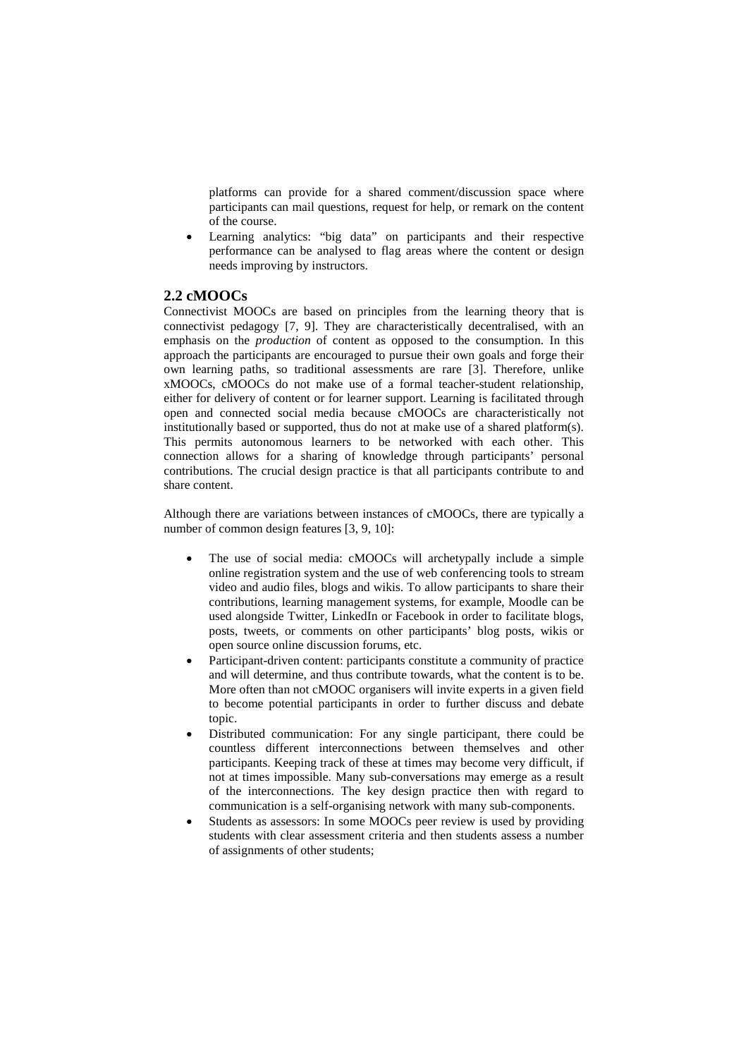platforms can provide for a shared comment/discussion space where participants can mail questions, request for help, or remark on the content of the course.
- Learning analytics: "big data" on participants and their respective performance can be analysed to flag areas where the content or design needs improving by instructors.

## 2.2 cMOOCs

Connectivist MOOCs are based on principles from the learning theory that is connectivist pedagogy [7, 9]. They are characteristically decentralised, with an emphasis on the *production* of content as opposed to the consumption. In this approach the participants are encouraged to pursue their own goals and forge their own learning paths, so traditional assessments are rare [3]. Therefore, unlike xMOOCs, cMOOCs do not make use of a formal teacher-student relationship, either for delivery of content or for learner support. Learning is facilitated through open and connected social media because cMOOCs are characteristically not institutionally based or supported, thus do not at make use of a shared platform(s). This permits autonomous learners to be networked with each other. This connection allows for a sharing of knowledge through participants' personal contributions. The crucial design practice is that all participants contribute to and share content.

Although there are variations between instances of cMOOCs, there are typically a number of common design features [3, 9, 10]:

- The use of social media: cMOOCs will archetypally include a simple online registration system and the use of web conferencing tools to stream video and audio files, blogs and wikis. To allow participants to share their contributions, learning management systems, for example, Moodle can be used alongside Twitter, LinkedIn or Facebook in order to facilitate blogs, posts, tweets, or comments on other participants' blog posts, wikis or open source online discussion forums, etc.
- Participant-driven content: participants constitute a community of practice and will determine, and thus contribute towards, what the content is to be. More often than not cMOOC organisers will invite experts in a given field to become potential participants in order to further discuss and debate topic.
- Distributed communication: For any single participant, there could be countless different interconnections between themselves and other participants. Keeping track of these at times may become very difficult, if not at times impossible. Many sub-conversations may emerge as a result of the interconnections. The key design practice then with regard to communication is a self-organising network with many sub-components.
- Students as assessors: In some MOOCs peer review is used by providing students with clear assessment criteria and then students assess a number of assignments of other students;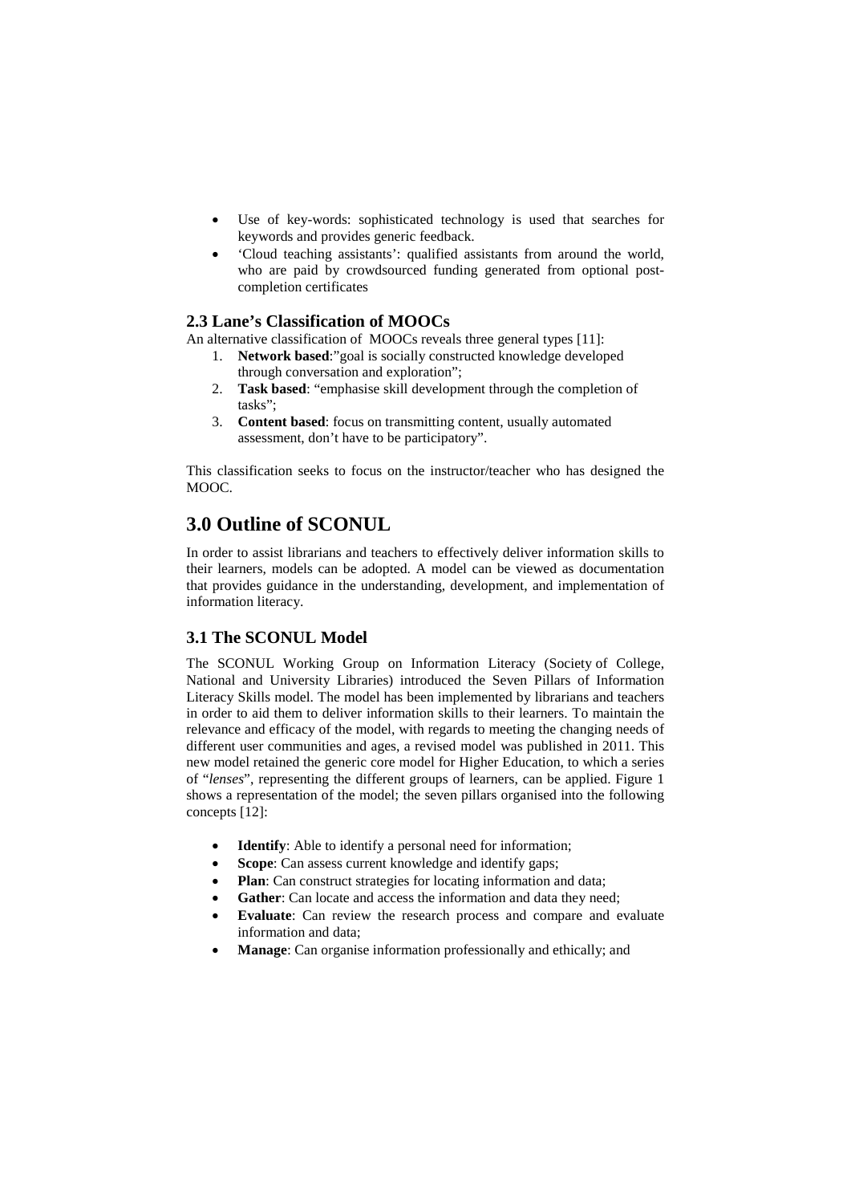- Use of key-words: sophisticated technology is used that searches for keywords and provides generic feedback.
- 'Cloud teaching assistants': qualified assistants from around the world, who are paid by crowdsourced funding generated from optional post-completion certificates

### 2.3 Lane's Classification of MOOCs

An alternative classification of MOOCs reveals three general types [11]:

1. **Network based**:"goal is socially constructed knowledge developed through conversation and exploration";
2. **Task based**: "emphasise skill development through the completion of tasks";
3. **Content based**: focus on transmitting content, usually automated assessment, don't have to be participatory".

This classification seeks to focus on the instructor/teacher who has designed the MOOC.

## 3.0 Outline of SCONUL

In order to assist librarians and teachers to effectively deliver information skills to their learners, models can be adopted. A model can be viewed as documentation that provides guidance in the understanding, development, and implementation of information literacy.

### 3.1 The SCONUL Model

The SCONUL Working Group on Information Literacy (Society of College, National and University Libraries) introduced the Seven Pillars of Information Literacy Skills model. The model has been implemented by librarians and teachers in order to aid them to deliver information skills to their learners. To maintain the relevance and efficacy of the model, with regards to meeting the changing needs of different user communities and ages, a revised model was published in 2011. This new model retained the generic core model for Higher Education, to which a series of "*lenses*", representing the different groups of learners, can be applied. Figure 1 shows a representation of the model; the seven pillars organised into the following concepts [12]:

- **Identify**: Able to identify a personal need for information;
- **Scope**: Can assess current knowledge and identify gaps;
- **Plan**: Can construct strategies for locating information and data;
- **Gather**: Can locate and access the information and data they need;
- **Evaluate**: Can review the research process and compare and evaluate information and data;
- **Manage**: Can organise information professionally and ethically; and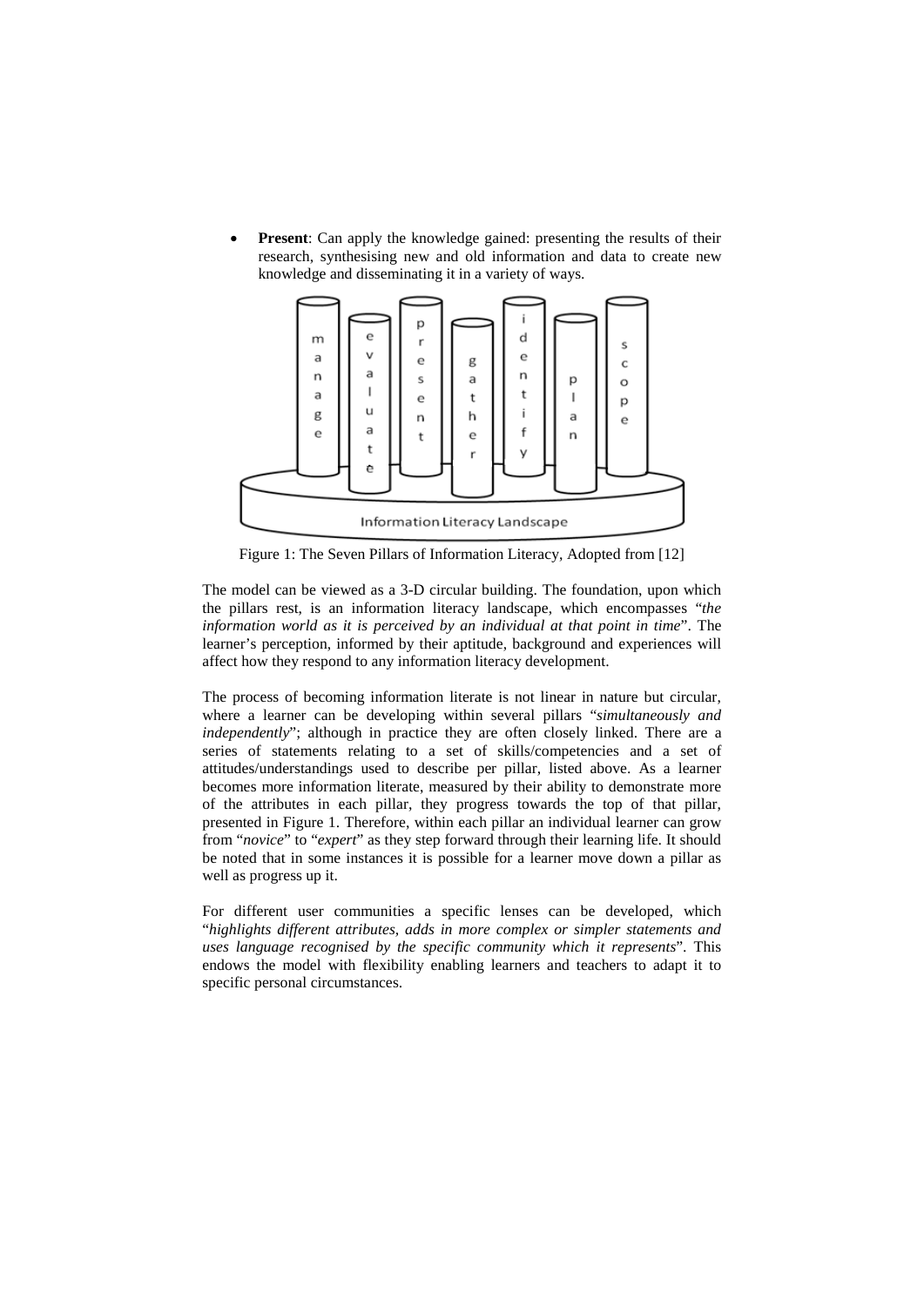- **Present**: Can apply the knowledge gained: presenting the results of their research, synthesising new and old information and data to create new knowledge and disseminating it in a variety of ways.

Figure 1: The Seven Pillars of Information Literacy, Adopted from [12]

The model can be viewed as a 3-D circular building. The foundation, upon which the pillars rest, is an information literacy landscape, which encompasses "*the information world as it is perceived by an individual at that point in time*". The learner's perception, informed by their aptitude, background and experiences will affect how they respond to any information literacy development.

The process of becoming information literate is not linear in nature but circular, where a learner can be developing within several pillars "*simultaneously and independently*"; although in practice they are often closely linked. There are a series of statements relating to a set of skills/competencies and a set of attitudes/understandings used to describe per pillar, listed above. As a learner becomes more information literate, measured by their ability to demonstrate more of the attributes in each pillar, they progress towards the top of that pillar, presented in Figure 1. Therefore, within each pillar an individual learner can grow from "*novice*" to "*expert*" as they step forward through their learning life. It should be noted that in some instances it is possible for a learner move down a pillar as well as progress up it.

For different user communities a specific lenses can be developed, which "*highlights different attributes, adds in more complex or simpler statements and uses language recognised by the specific community which it represents*". This endows the model with flexibility enabling learners and teachers to adapt it to specific personal circumstances.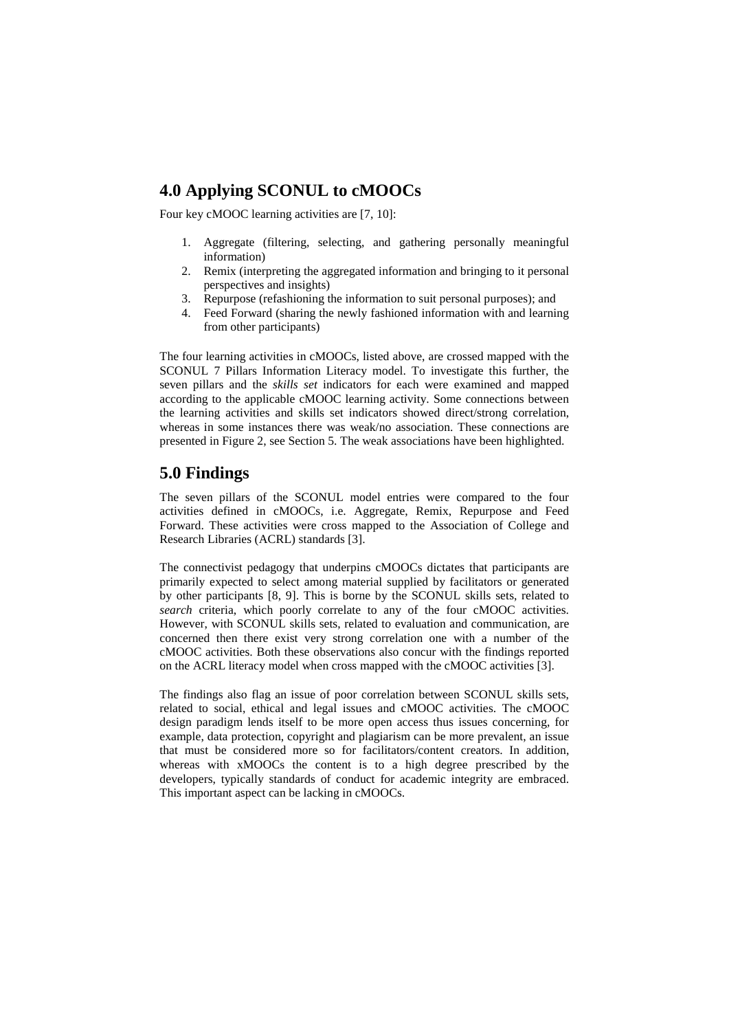## 4.0 Applying SCONUL to cMOOCs

Four key cMOOC learning activities are [7, 10]:

1. Aggregate (filtering, selecting, and gathering personally meaningful information)
2. Remix (interpreting the aggregated information and bringing to it personal perspectives and insights)
3. Repurpose (refashioning the information to suit personal purposes); and
4. Feed Forward (sharing the newly fashioned information with and learning from other participants)

The four learning activities in cMOOCs, listed above, are crossed mapped with the SCONUL 7 Pillars Information Literacy model. To investigate this further, the seven pillars and the *skills set* indicators for each were examined and mapped according to the applicable cMOOC learning activity. Some connections between the learning activities and skills set indicators showed direct/strong correlation, whereas in some instances there was weak/no association. These connections are presented in Figure 2, see Section 5. The weak associations have been highlighted.

## 5.0 Findings

The seven pillars of the SCONUL model entries were compared to the four activities defined in cMOOCs, i.e. Aggregate, Remix, Repurpose and Feed Forward. These activities were cross mapped to the Association of College and Research Libraries (ACRL) standards [3].

The connectivist pedagogy that underpins cMOOCs dictates that participants are primarily expected to select among material supplied by facilitators or generated by other participants [8, 9]. This is borne by the SCONUL skills sets, related to *search* criteria, which poorly correlate to any of the four cMOOC activities. However, with SCONUL skills sets, related to evaluation and communication, are concerned then there exist very strong correlation one with a number of the cMOOC activities. Both these observations also concur with the findings reported on the ACRL literacy model when cross mapped with the cMOOC activities [3].

The findings also flag an issue of poor correlation between SCONUL skills sets, related to social, ethical and legal issues and cMOOC activities. The cMOOC design paradigm lends itself to be more open access thus issues concerning, for example, data protection, copyright and plagiarism can be more prevalent, an issue that must be considered more so for facilitators/content creators. In addition, whereas with xMOOCs the content is to a high degree prescribed by the developers, typically standards of conduct for academic integrity are embraced. This important aspect can be lacking in cMOOCs.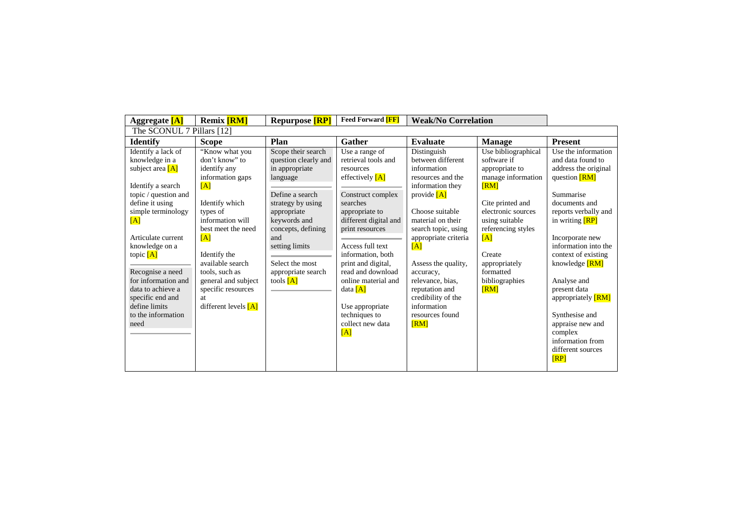| Aggregate [A] | Remix [RM] | Repurpose [RP] | Feed Forward [FF] | Weak/No Correlation | | |
|---|---|---|---|---|---|---|
| The SCONUL 7 Pillars [12] | | | | | | |
| **Identify** | **Scope** | **Plan** | **Gather** | **Evaluate** | **Manage** | **Present** |
| Identify a lack of knowledge in a subject area [A]<br><br>Identify a search topic / question and define it using simple terminology [A]<br><br>Articulate current knowledge on a topic [A]<br><br>Recognise a need for information and data to achieve a specific end and define limits to the information need | "Know what you don't know" to identify any information gaps [A]<br><br>Identify which types of information will best meet the need [A]<br><br>Identify the available search tools, such as general and subject specific resources at different levels [A] | Scope their search question clearly and in appropriate language<br><br>Define a search strategy by using appropriate keywords and concepts, defining and setting limits<br><br>Select the most appropriate search tools [A] | Use a range of retrieval tools and resources effectively [A]<br><br>Construct complex searches appropriate to different digital and print resources<br><br>Access full text information, both print and digital, read and download online material and data [A]<br><br>Use appropriate techniques to collect new data [A] | Distinguish between different information resources and the information they provide [A]<br><br>Choose suitable material on their search topic, using appropriate criteria [A]<br><br>Assess the quality, accuracy, relevance, bias, reputation and credibility of the information resources found [RM] | Use bibliographical software if appropriate to manage information [RM]<br><br>Cite printed and electronic sources using suitable referencing styles [A]<br><br>Create appropriately formatted bibliographies [RM] | Use the information and data found to address the original question [RM]<br><br>Summarise documents and reports verbally and in writing [RP]<br><br>Incorporate new information into the context of existing knowledge [RM]<br><br>Analyse and present data appropriately [RM]<br><br>Synthesise and appraise new and complex information from different sources [RP] |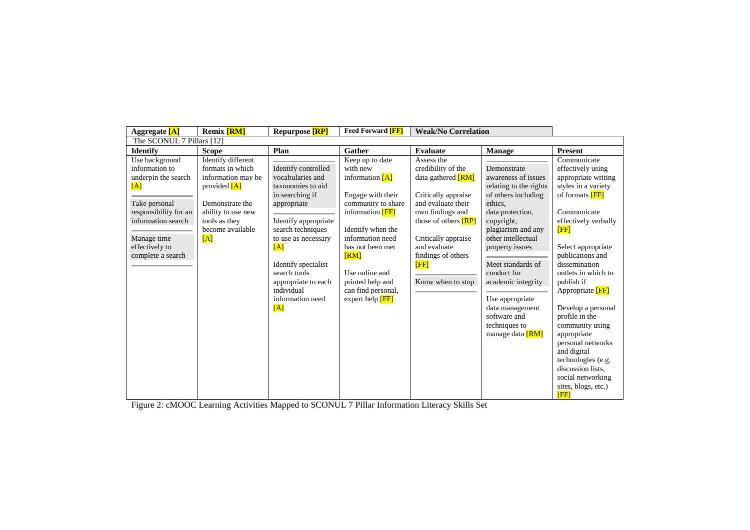| Aggregate [A] | Remix [RM] | Repurpose [RP] | Feed Forward [FF] | Weak/No Correlation | | |
|---|---|---|---|---|---|---|
| The SCONUL 7 Pillars [12] | | | | | | |
| **Identify** | **Scope** | **Plan** | **Gather** | **Evaluate** | **Manage** | **Present** |
| Use background information to underpin the search [A]<br><br>Take personal responsibility for an information search<br><br>Manage time effectively to complete a search | Identify different formats in which information may be provided [A]<br><br>Demonstrate the ability to use new tools as they become available [A] | Identify controlled vocabularies and taxonomies to aid in searching if appropriate<br><br>Identify appropriate search techniques to use as necessary [A]<br><br>Identify specialist search tools appropriate to each individual information need [A] | Keep up to date with new information [A]<br><br>Engage with their community to share information [FF]<br><br>Identify when the information need has not been met [RM]<br><br>Use online and printed help and can find personal, expert help [FF] | Assess the credibility of the data gathered [RM]<br><br>Critically appraise and evaluate their own findings and those of others [RP]<br><br>Critically appraise and evaluate findings of others [FF]<br><br>Know when to stop | Demonstrate awareness of issues relating to the rights of others including ethics, data protection, copyright, plagiarism and any other intellectual property issues<br><br>Meet standards of conduct for academic integrity<br><br>Use appropriate data management software and techniques to manage data [RM] | Communicate effectively using appropriate writing styles in a variety of formats [FF]<br><br>Communicate effectively verbally [FF]<br><br>Select appropriate publications and dissemination outlets in which to publish if Appropriate [FF]<br><br>Develop a personal profile in the community using appropriate personal networks and digital technologies (e.g. discussion lists, social networking sites, blogs, etc.) [FF] |

Figure 2: cMOOC Learning Activities Mapped to SCONUL 7 Pillar Information Literacy Skills Set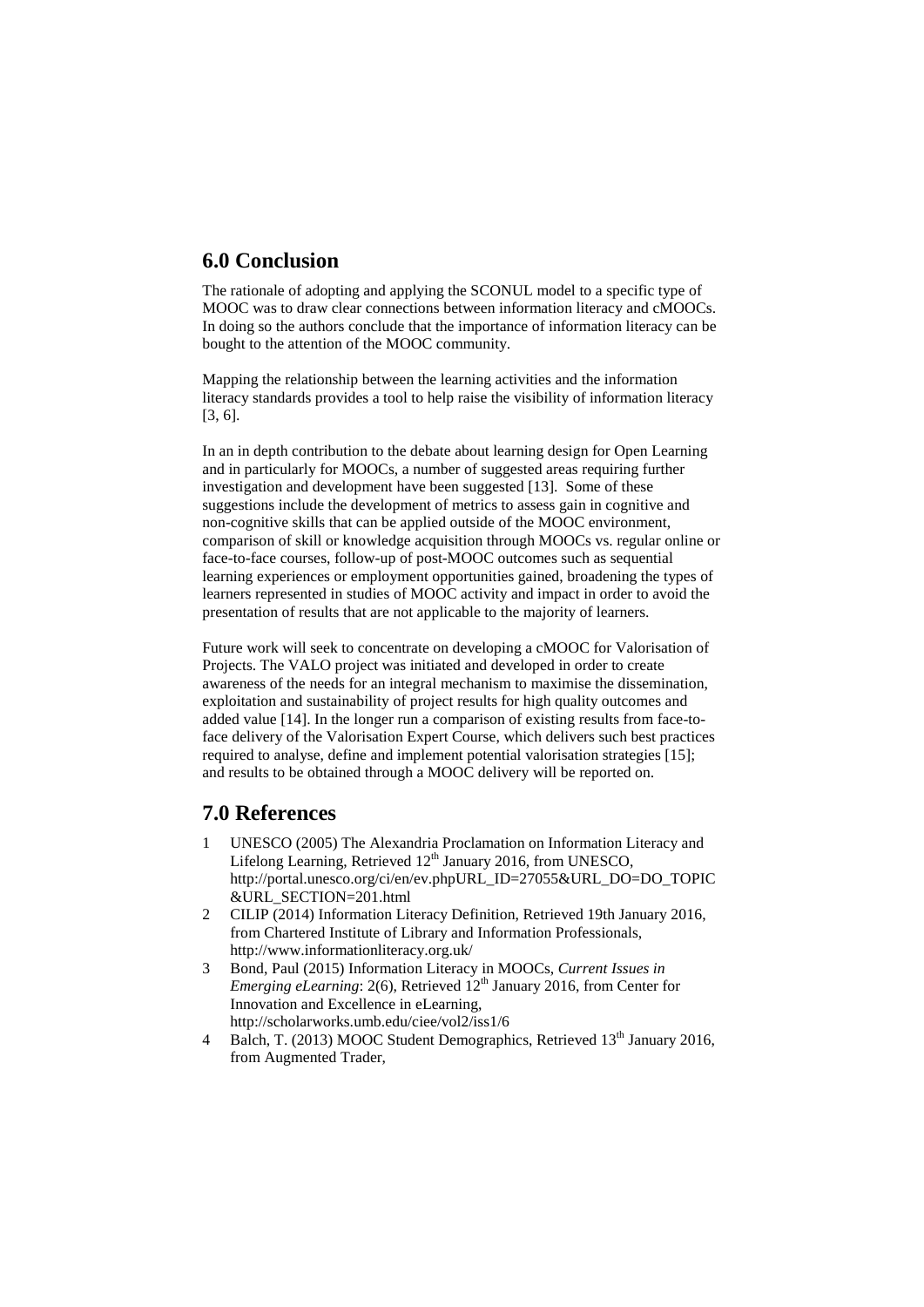## 6.0 Conclusion

The rationale of adopting and applying the SCONUL model to a specific type of MOOC was to draw clear connections between information literacy and cMOOCs. In doing so the authors conclude that the importance of information literacy can be bought to the attention of the MOOC community.

Mapping the relationship between the learning activities and the information literacy standards provides a tool to help raise the visibility of information literacy [3, 6].

In an in depth contribution to the debate about learning design for Open Learning and in particularly for MOOCs, a number of suggested areas requiring further investigation and development have been suggested [13]. Some of these suggestions include the development of metrics to assess gain in cognitive and non-cognitive skills that can be applied outside of the MOOC environment, comparison of skill or knowledge acquisition through MOOCs vs. regular online or face-to-face courses, follow-up of post-MOOC outcomes such as sequential learning experiences or employment opportunities gained, broadening the types of learners represented in studies of MOOC activity and impact in order to avoid the presentation of results that are not applicable to the majority of learners.

Future work will seek to concentrate on developing a cMOOC for Valorisation of Projects. The VALO project was initiated and developed in order to create awareness of the needs for an integral mechanism to maximise the dissemination, exploitation and sustainability of project results for high quality outcomes and added value [14]. In the longer run a comparison of existing results from face-to-face delivery of the Valorisation Expert Course, which delivers such best practices required to analyse, define and implement potential valorisation strategies [15]; and results to be obtained through a MOOC delivery will be reported on.

## 7.0 References

1. UNESCO (2005) The Alexandria Proclamation on Information Literacy and Lifelong Learning, Retrieved 12th January 2016, from UNESCO, http://portal.unesco.org/ci/en/ev.phpURL_ID=27055&URL_DO=DO_TOPIC&URL_SECTION=201.html
2. CILIP (2014) Information Literacy Definition, Retrieved 19th January 2016, from Chartered Institute of Library and Information Professionals, http://www.informationliteracy.org.uk/
3. Bond, Paul (2015) Information Literacy in MOOCs, *Current Issues in Emerging eLearning*: 2(6), Retrieved 12th January 2016, from Center for Innovation and Excellence in eLearning, http://scholarworks.umb.edu/ciee/vol2/iss1/6
4. Balch, T. (2013) MOOC Student Demographics, Retrieved 13th January 2016, from Augmented Trader,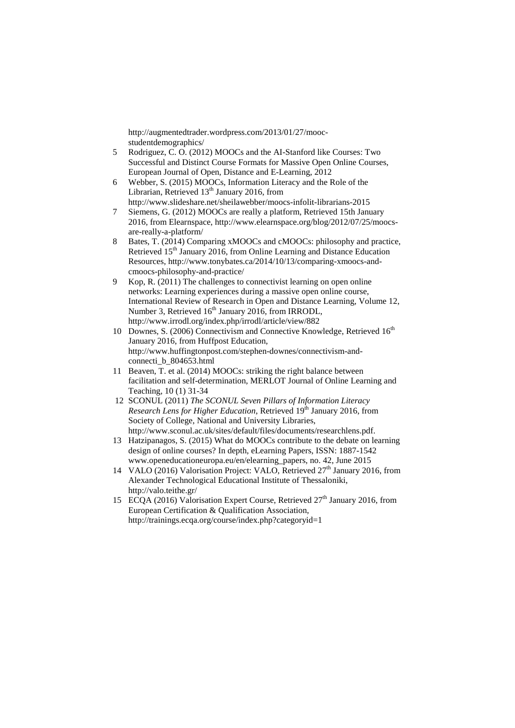http://augmentedtrader.wordpress.com/2013/01/27/mooc-studentdemographics/

5 Rodriguez, C. O. (2012) MOOCs and the AI-Stanford like Courses: Two Successful and Distinct Course Formats for Massive Open Online Courses, European Journal of Open, Distance and E-Learning, 2012
6 Webber, S. (2015) MOOCs, Information Literacy and the Role of the Librarian, Retrieved 13th January 2016, from http://www.slideshare.net/sheilawebber/moocs-infolit-librarians-2015
7 Siemens, G. (2012) MOOCs are really a platform, Retrieved 15th January 2016, from Elearnspace, http://www.elearnspace.org/blog/2012/07/25/moocs-are-really-a-platform/
8 Bates, T. (2014) Comparing xMOOCs and cMOOCs: philosophy and practice, Retrieved 15th January 2016, from Online Learning and Distance Education Resources, http://www.tonybates.ca/2014/10/13/comparing-xmoocs-and-cmoocs-philosophy-and-practice/
9 Kop, R. (2011) The challenges to connectivist learning on open online networks: Learning experiences during a massive open online course, International Review of Research in Open and Distance Learning, Volume 12, Number 3, Retrieved 16th January 2016, from IRRODL, http://www.irrodl.org/index.php/irrodl/article/view/882
10 Downes, S. (2006) Connectivism and Connective Knowledge, Retrieved 16th January 2016, from Huffpost Education, http://www.huffingtonpost.com/stephen-downes/connectivism-and-connecti_b_804653.html
11 Beaven, T. et al. (2014) MOOCs: striking the right balance between facilitation and self-determination, MERLOT Journal of Online Learning and Teaching, 10 (1) 31-34
12 SCONUL (2011) *The SCONUL Seven Pillars of Information Literacy Research Lens for Higher Education*, Retrieved 19th January 2016, from Society of College, National and University Libraries, http://www.sconul.ac.uk/sites/default/files/documents/researchlens.pdf.
13 Hatzipanagos, S. (2015) What do MOOCs contribute to the debate on learning design of online courses? In depth, eLearning Papers, ISSN: 1887-1542 www.openeducationeuropa.eu/en/elearning_papers, no. 42, June 2015
14 VALO (2016) Valorisation Project: VALO, Retrieved 27th January 2016, from Alexander Technological Educational Institute of Thessaloniki, http://valo.teithe.gr/
15 ECQA (2016) Valorisation Expert Course, Retrieved 27th January 2016, from European Certification & Qualification Association, http://trainings.ecqa.org/course/index.php?categoryid=1